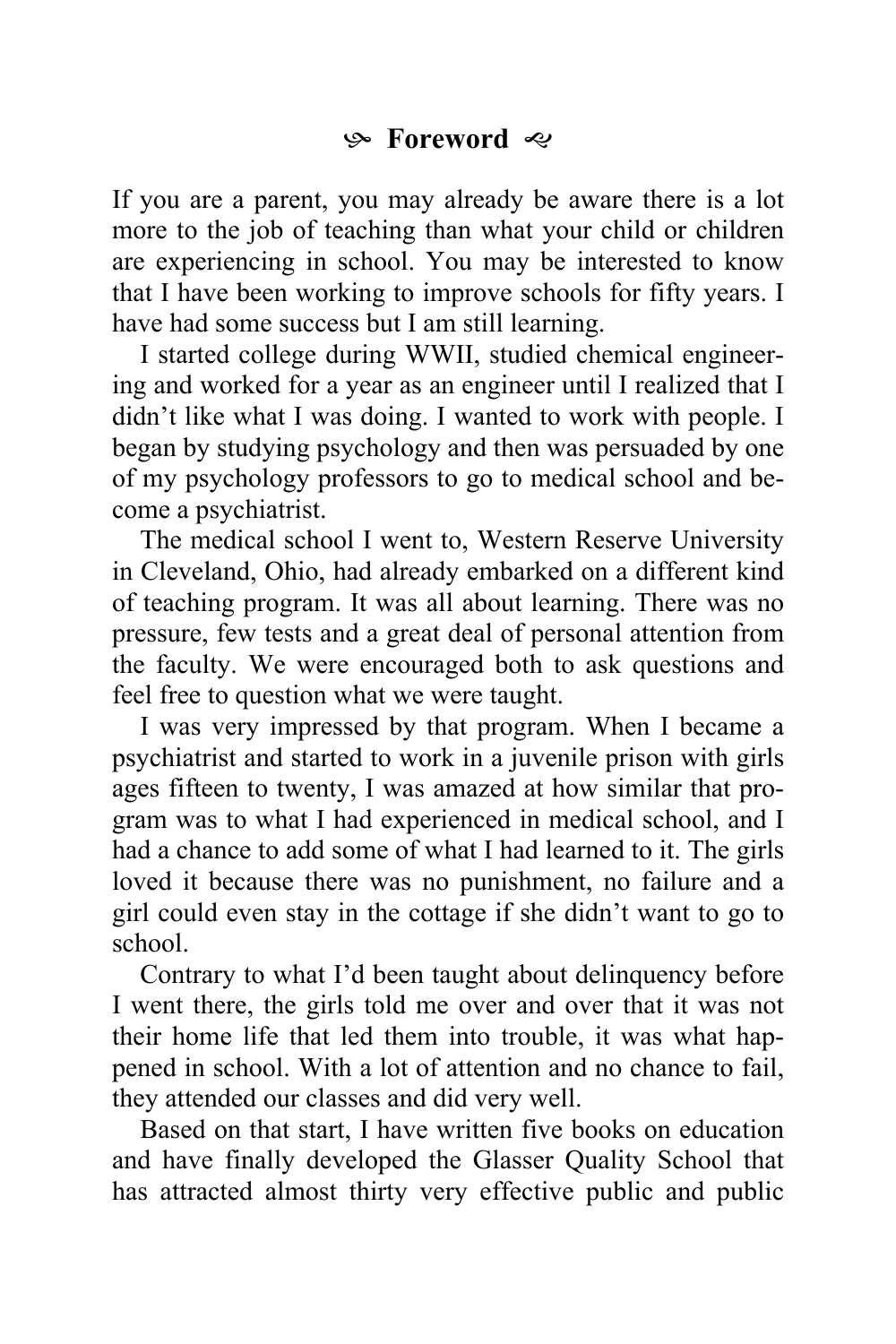# Foreword

If you are a parent, you may already be aware there is a lot more to the job of teaching than what your child or children are experiencing in school. You may be interested to know that I have been working to improve schools for fifty years. I have had some success but I am still learning.

I started college during WWII, studied chemical engineering and worked for a year as an engineer until I realized that I didn't like what I was doing. I wanted to work with people. I began by studying psychology and then was persuaded by one of my psychology professors to go to medical school and become a psychiatrist.

The medical school I went to, Western Reserve University in Cleveland, Ohio, had already embarked on a different kind of teaching program. It was all about learning. There was no pressure, few tests and a great deal of personal attention from the faculty. We were encouraged both to ask questions and feel free to question what we were taught.

I was very impressed by that program. When I became a psychiatrist and started to work in a juvenile prison with girls ages fifteen to twenty, I was amazed at how similar that program was to what I had experienced in medical school, and I had a chance to add some of what I had learned to it. The girls loved it because there was no punishment, no failure and a girl could even stay in the cottage if she didn't want to go to school.

Contrary to what I'd been taught about delinquency before I went there, the girls told me over and over that it was not their home life that led them into trouble, it was what happened in school. With a lot of attention and no chance to fail, they attended our classes and did very well.

Based on that start, I have written five books on education and have finally developed the Glasser Quality School that has attracted almost thirty very effective public and public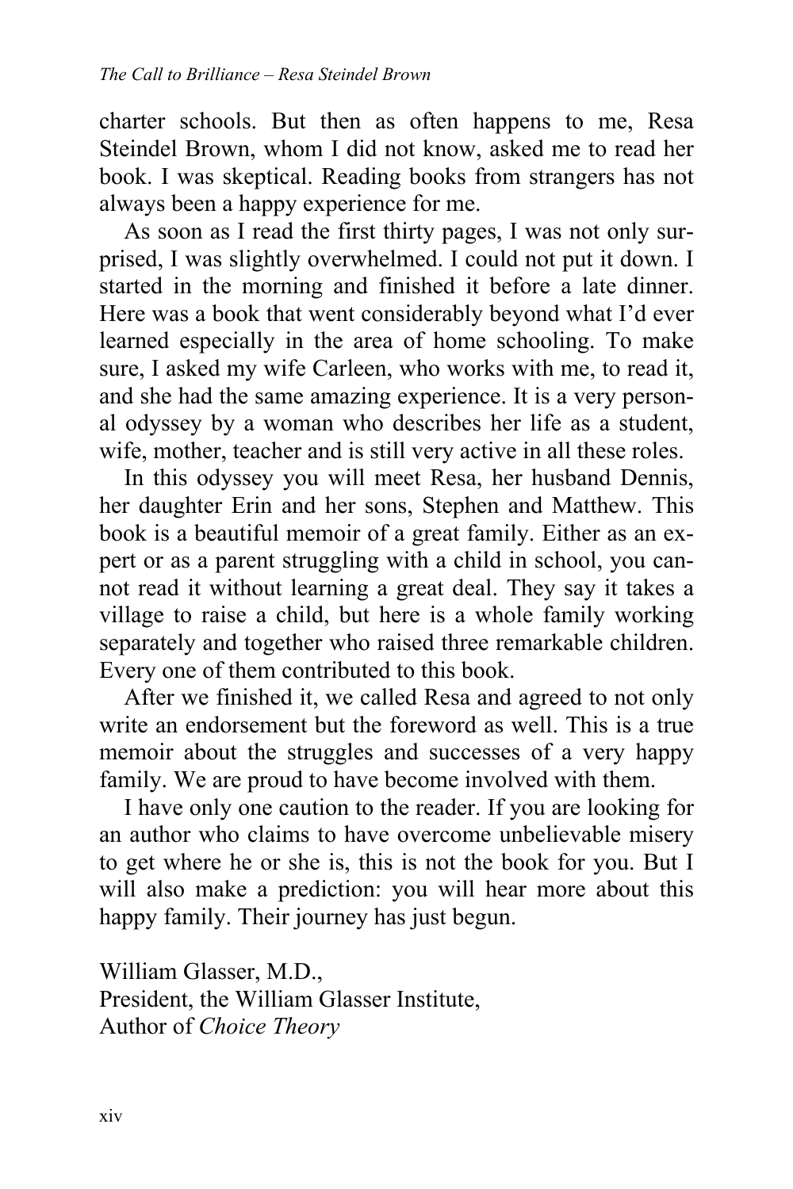charter schools. But then as often happens to me, Resa Steindel Brown, whom I did not know, asked me to read her book. I was skeptical. Reading books from strangers has not always been a happy experience for me.

As soon as I read the first thirty pages, I was not only surprised, I was slightly overwhelmed. I could not put it down. I started in the morning and finished it before a late dinner. Here was a book that went considerably beyond what I'd ever learned especially in the area of home schooling. To make sure, I asked my wife Carleen, who works with me, to read it, and she had the same amazing experience. It is a very personal odyssey by a woman who describes her life as a student, wife, mother, teacher and is still very active in all these roles.

In this odyssey you will meet Resa, her husband Dennis, her daughter Erin and her sons, Stephen and Matthew. This book is a beautiful memoir of a great family. Either as an expert or as a parent struggling with a child in school, you cannot read it without learning a great deal. They say it takes a village to raise a child, but here is a whole family working separately and together who raised three remarkable children. Every one of them contributed to this book.

After we finished it, we called Resa and agreed to not only write an endorsement but the foreword as well. This is a true memoir about the struggles and successes of a very happy family. We are proud to have become involved with them.

I have only one caution to the reader. If you are looking for an author who claims to have overcome unbelievable misery to get where he or she is, this is not the book for you. But I will also make a prediction: you will hear more about this happy family. Their journey has just begun.

William Glasser, M.D.,
President, the William Glasser Institute,
Author of *Choice Theory*